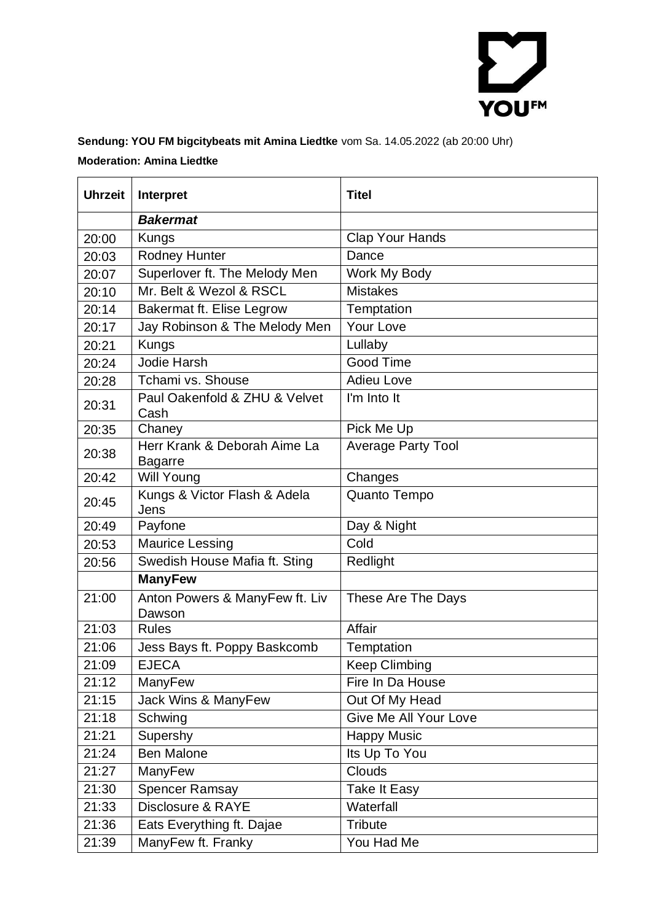**Sendung: YOU FM bigcitybeats mit Amina Liedtke** vom Sa. 14.05.2022 (ab 20:00 Uhr)

**Moderation: Amina Liedtke**

| Uhrzeit | Interpret | Titel |
|---|---|---|
| | ***Bakermat*** | |
| 20:00 | Kungs | Clap Your Hands |
| 20:03 | Rodney Hunter | Dance |
| 20:07 | Superlover ft. The Melody Men | Work My Body |
| 20:10 | Mr. Belt & Wezol & RSCL | Mistakes |
| 20:14 | Bakermat ft. Elise Legrow | Temptation |
| 20:17 | Jay Robinson & The Melody Men | Your Love |
| 20:21 | Kungs | Lullaby |
| 20:24 | Jodie Harsh | Good Time |
| 20:28 | Tchami vs. Shouse | Adieu Love |
| 20:31 | Paul Oakenfold & ZHU & Velvet Cash | I'm Into It |
| 20:35 | Chaney | Pick Me Up |
| 20:38 | Herr Krank & Deborah Aime La Bagarre | Average Party Tool |
| 20:42 | Will Young | Changes |
| 20:45 | Kungs & Victor Flash & Adela Jens | Quanto Tempo |
| 20:49 | Payfone | Day & Night |
| 20:53 | Maurice Lessing | Cold |
| 20:56 | Swedish House Mafia ft. Sting | Redlight |
| | **ManyFew** | |
| 21:00 | Anton Powers & ManyFew ft. Liv Dawson | These Are The Days |
| 21:03 | Rules | Affair |
| 21:06 | Jess Bays ft. Poppy Baskcomb | Temptation |
| 21:09 | EJECA | Keep Climbing |
| 21:12 | ManyFew | Fire In Da House |
| 21:15 | Jack Wins & ManyFew | Out Of My Head |
| 21:18 | Schwing | Give Me All Your Love |
| 21:21 | Supershy | Happy Music |
| 21:24 | Ben Malone | Its Up To You |
| 21:27 | ManyFew | Clouds |
| 21:30 | Spencer Ramsay | Take It Easy |
| 21:33 | Disclosure & RAYE | Waterfall |
| 21:36 | Eats Everything ft. Dajae | Tribute |
| 21:39 | ManyFew ft. Franky | You Had Me |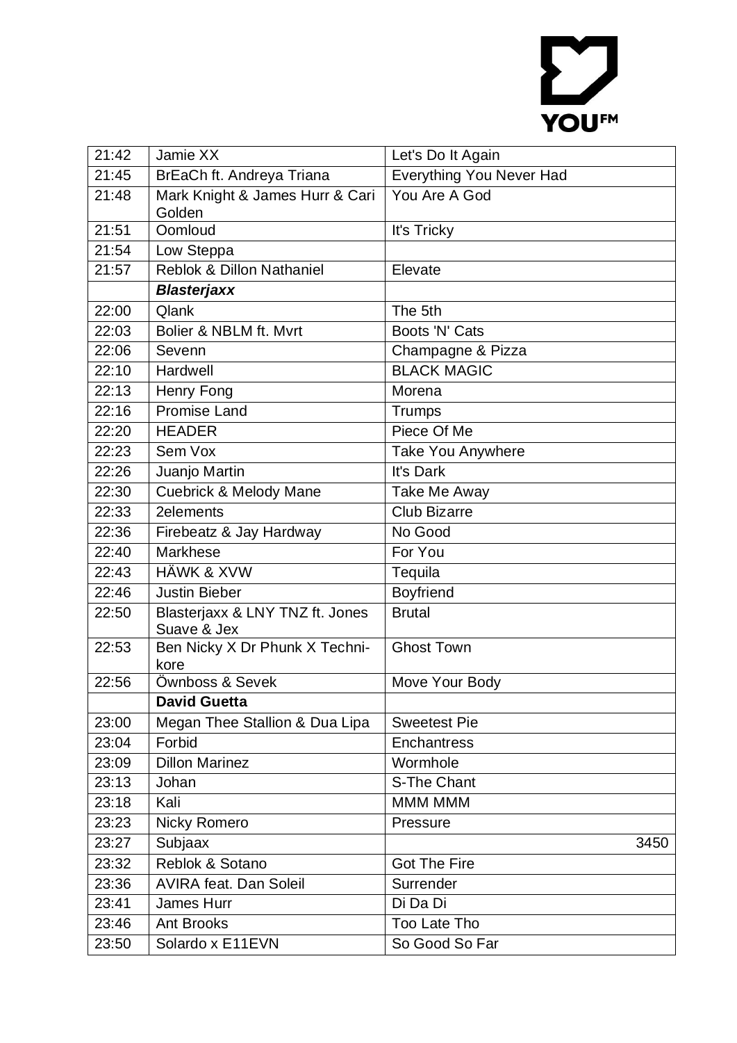| 21:42 | Jamie XX | Let's Do It Again |
|---|---|---|
| 21:45 | BrEaCh ft. Andreya Triana | Everything You Never Had |
| 21:48 | Mark Knight & James Hurr & Cari Golden | You Are A God |
| 21:51 | Oomloud | It's Tricky |
| 21:54 | Low Steppa | |
| 21:57 | Reblok & Dillon Nathaniel | Elevate |
| | ***Blasterjaxx*** | |
| 22:00 | Qlank | The 5th |
| 22:03 | Bolier & NBLM ft. Mvrt | Boots 'N' Cats |
| 22:06 | Sevenn | Champagne & Pizza |
| 22:10 | Hardwell | BLACK MAGIC |
| 22:13 | Henry Fong | Morena |
| 22:16 | Promise Land | Trumps |
| 22:20 | HEADER | Piece Of Me |
| 22:23 | Sem Vox | Take You Anywhere |
| 22:26 | Juanjo Martin | It's Dark |
| 22:30 | Cuebrick & Melody Mane | Take Me Away |
| 22:33 | 2elements | Club Bizarre |
| 22:36 | Firebeatz & Jay Hardway | No Good |
| 22:40 | Markhese | For You |
| 22:43 | HÄWK & XVW | Tequila |
| 22:46 | Justin Bieber | Boyfriend |
| 22:50 | Blasterjaxx & LNY TNZ ft. Jones Suave & Jex | Brutal |
| 22:53 | Ben Nicky X Dr Phunk X Techni-kore | Ghost Town |
| 22:56 | Öwnboss & Sevek | Move Your Body |
| | **David Guetta** | |
| 23:00 | Megan Thee Stallion & Dua Lipa | Sweetest Pie |
| 23:04 | Forbid | Enchantress |
| 23:09 | Dillon Marinez | Wormhole |
| 23:13 | Johan | S-The Chant |
| 23:18 | Kali | MMM MMM |
| 23:23 | Nicky Romero | Pressure |
| 23:27 | Subjaax | 3450 |
| 23:32 | Reblok & Sotano | Got The Fire |
| 23:36 | AVIRA feat. Dan Soleil | Surrender |
| 23:41 | James Hurr | Di Da Di |
| 23:46 | Ant Brooks | Too Late Tho |
| 23:50 | Solardo x E11EVN | So Good So Far |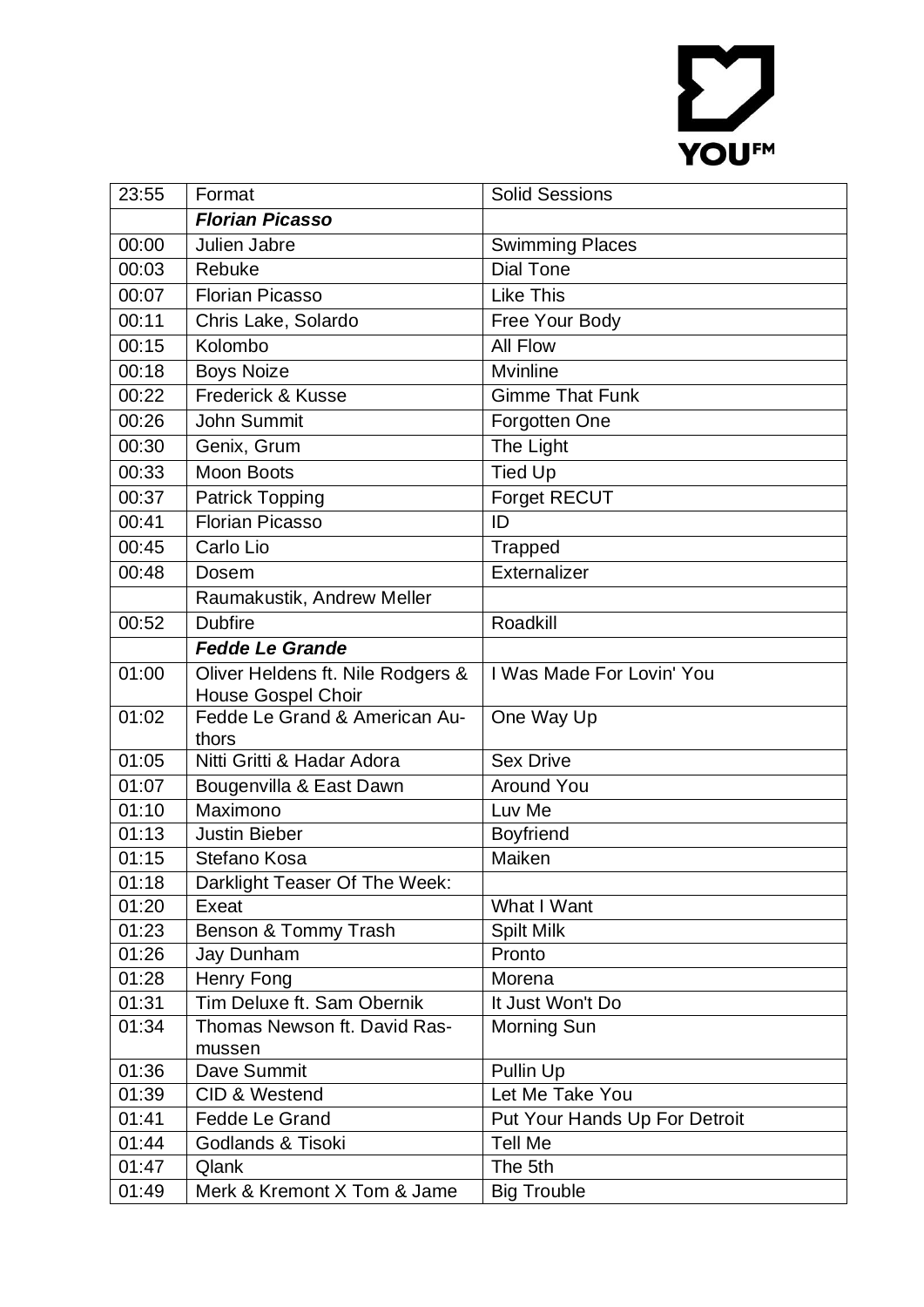| 23:55 | Format | Solid Sessions |
|---|---|---|
| | ***Florian Picasso*** | |
| 00:00 | Julien Jabre | Swimming Places |
| 00:03 | Rebuke | Dial Tone |
| 00:07 | Florian Picasso | Like This |
| 00:11 | Chris Lake, Solardo | Free Your Body |
| 00:15 | Kolombo | All Flow |
| 00:18 | Boys Noize | Mvinline |
| 00:22 | Frederick & Kusse | Gimme That Funk |
| 00:26 | John Summit | Forgotten One |
| 00:30 | Genix, Grum | The Light |
| 00:33 | Moon Boots | Tied Up |
| 00:37 | Patrick Topping | Forget RECUT |
| 00:41 | Florian Picasso | ID |
| 00:45 | Carlo Lio | Trapped |
| 00:48 | Dosem | Externalizer |
| | Raumakustik, Andrew Meller | |
| 00:52 | Dubfire | Roadkill |
| | ***Fedde Le Grande*** | |
| 01:00 | Oliver Heldens ft. Nile Rodgers & House Gospel Choir | I Was Made For Lovin' You |
| 01:02 | Fedde Le Grand & American Authors | One Way Up |
| 01:05 | Nitti Gritti & Hadar Adora | Sex Drive |
| 01:07 | Bougenvilla & East Dawn | Around You |
| 01:10 | Maximono | Luv Me |
| 01:13 | Justin Bieber | Boyfriend |
| 01:15 | Stefano Kosa | Maiken |
| 01:18 | Darklight Teaser Of The Week: | |
| 01:20 | Exeat | What I Want |
| 01:23 | Benson & Tommy Trash | Spilt Milk |
| 01:26 | Jay Dunham | Pronto |
| 01:28 | Henry Fong | Morena |
| 01:31 | Tim Deluxe ft. Sam Obernik | It Just Won't Do |
| 01:34 | Thomas Newson ft. David Rasmussen | Morning Sun |
| 01:36 | Dave Summit | Pullin Up |
| 01:39 | CID & Westend | Let Me Take You |
| 01:41 | Fedde Le Grand | Put Your Hands Up For Detroit |
| 01:44 | Godlands & Tisoki | Tell Me |
| 01:47 | Qlank | The 5th |
| 01:49 | Merk & Kremont X Tom & Jame | Big Trouble |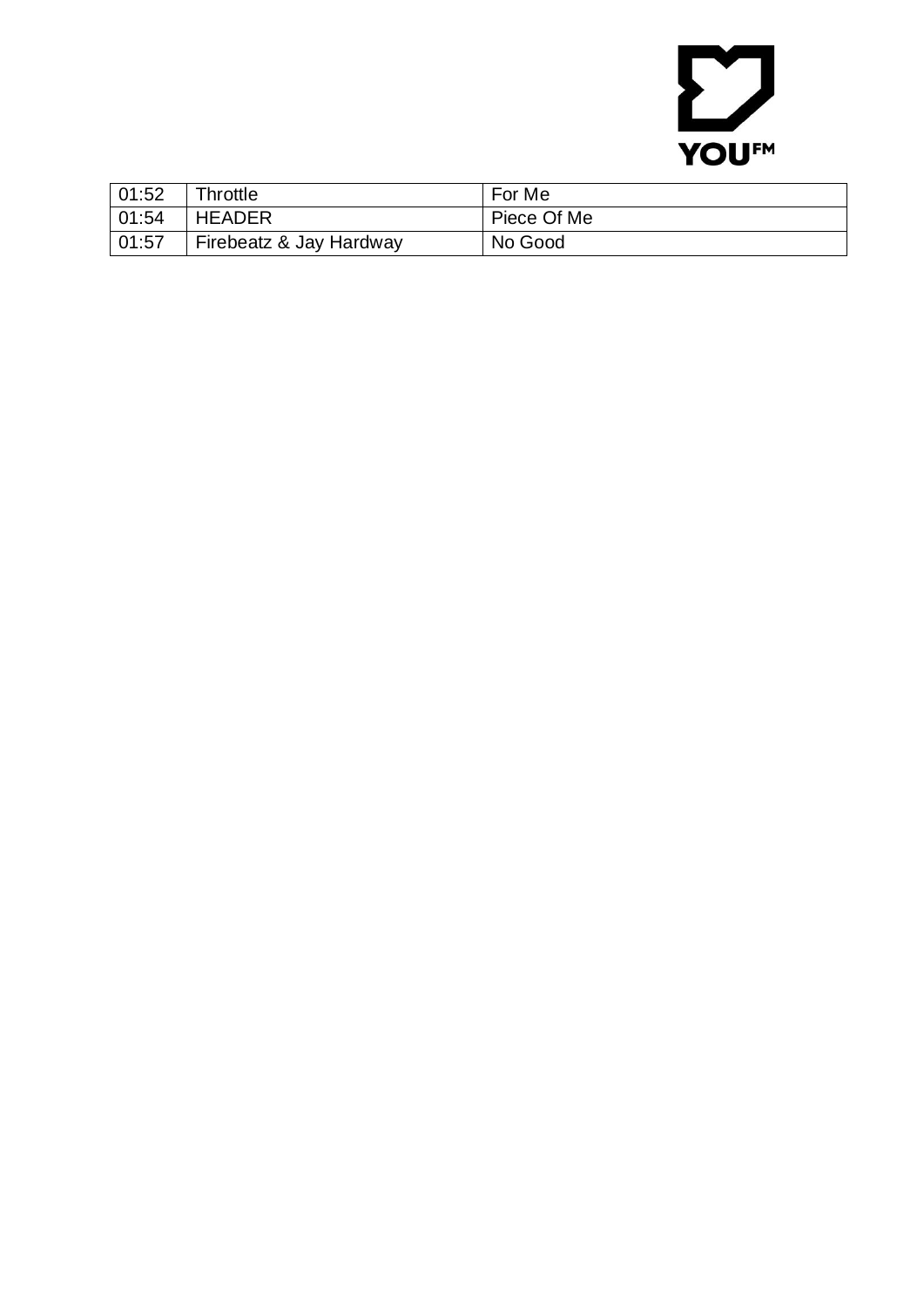YOU FM

| | | |
|---|---|---|
| 01:52 | Throttle | For Me |
| 01:54 | HEADER | Piece Of Me |
| 01:57 | Firebeatz & Jay Hardway | No Good |